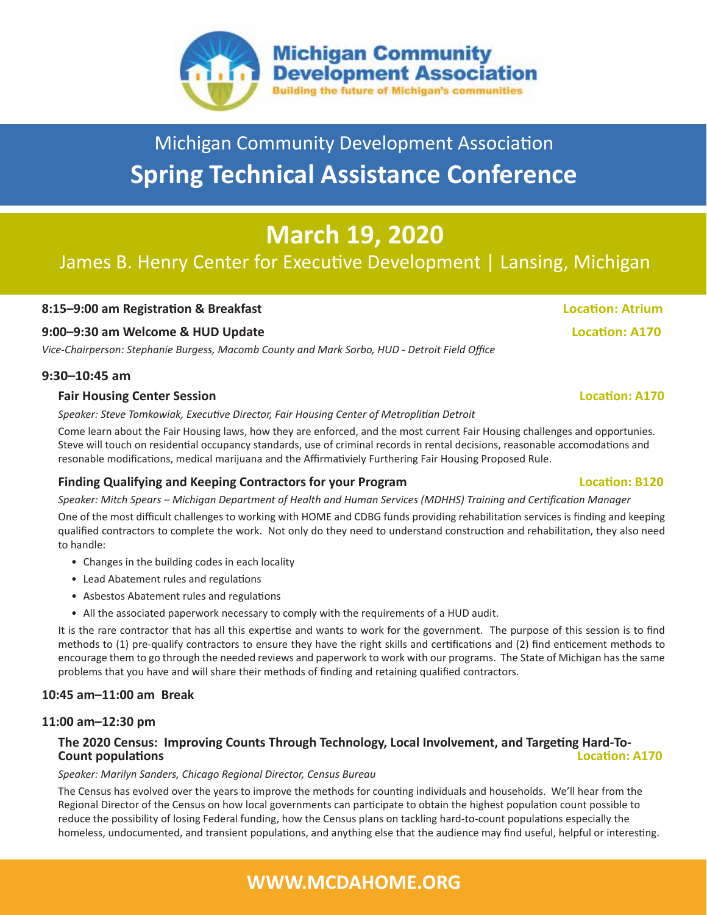Michigan Community Development Association
Building the future of Michigan's communities

Michigan Community Development Association

# Spring Technical Assistance Conference

## March 19, 2020

James B. Henry Center for Executive Development | Lansing, Michigan

**8:15–9:00 am Registration & Breakfast** **Location: Atrium**

**9:00–9:30 am Welcome & HUD Update** **Location: A170**

*Vice-Chairperson: Stephanie Burgess, Macomb County and Mark Sorbo, HUD - Detroit Field Office*

**9:30–10:45 am**

**Fair Housing Center Session** **Location: A170**

*Speaker: Steve Tomkowiak, Executive Director, Fair Housing Center of Metroplitian Detroit*

Come learn about the Fair Housing laws, how they are enforced, and the most current Fair Housing challenges and opportunies. Steve will touch on residential occupancy standards, use of criminal records in rental decisions, reasonable accomodations and resonable modifications, medical marijuana and the Affirmativiely Furthering Fair Housing Proposed Rule.

**Finding Qualifying and Keeping Contractors for your Program** **Location: B120**

*Speaker: Mitch Spears – Michigan Department of Health and Human Services (MDHHS) Training and Certification Manager*

One of the most difficult challenges to working with HOME and CDBG funds providing rehabilitation services is finding and keeping qualified contractors to complete the work. Not only do they need to understand construction and rehabilitation, they also need to handle:

- Changes in the building codes in each locality
- Lead Abatement rules and regulations
- Asbestos Abatement rules and regulations
- All the associated paperwork necessary to comply with the requirements of a HUD audit.

It is the rare contractor that has all this expertise and wants to work for the government. The purpose of this session is to find methods to (1) pre-qualify contractors to ensure they have the right skills and certifications and (2) find enticement methods to encourage them to go through the needed reviews and paperwork to work with our programs. The State of Michigan has the same problems that you have and will share their methods of finding and retaining qualified contractors.

**10:45 am–11:00 am Break**

**11:00 am–12:30 pm**

**The 2020 Census: Improving Counts Through Technology, Local Involvement, and Targeting Hard-To-Count populations** **Location: A170**

*Speaker: Marilyn Sanders, Chicago Regional Director, Census Bureau*

The Census has evolved over the years to improve the methods for counting individuals and households. We'll hear from the Regional Director of the Census on how local governments can participate to obtain the highest population count possible to reduce the possibility of losing Federal funding, how the Census plans on tackling hard-to-count populations especially the homeless, undocumented, and transient populations, and anything else that the audience may find useful, helpful or interesting.

**WWW.MCDAHOME.ORG**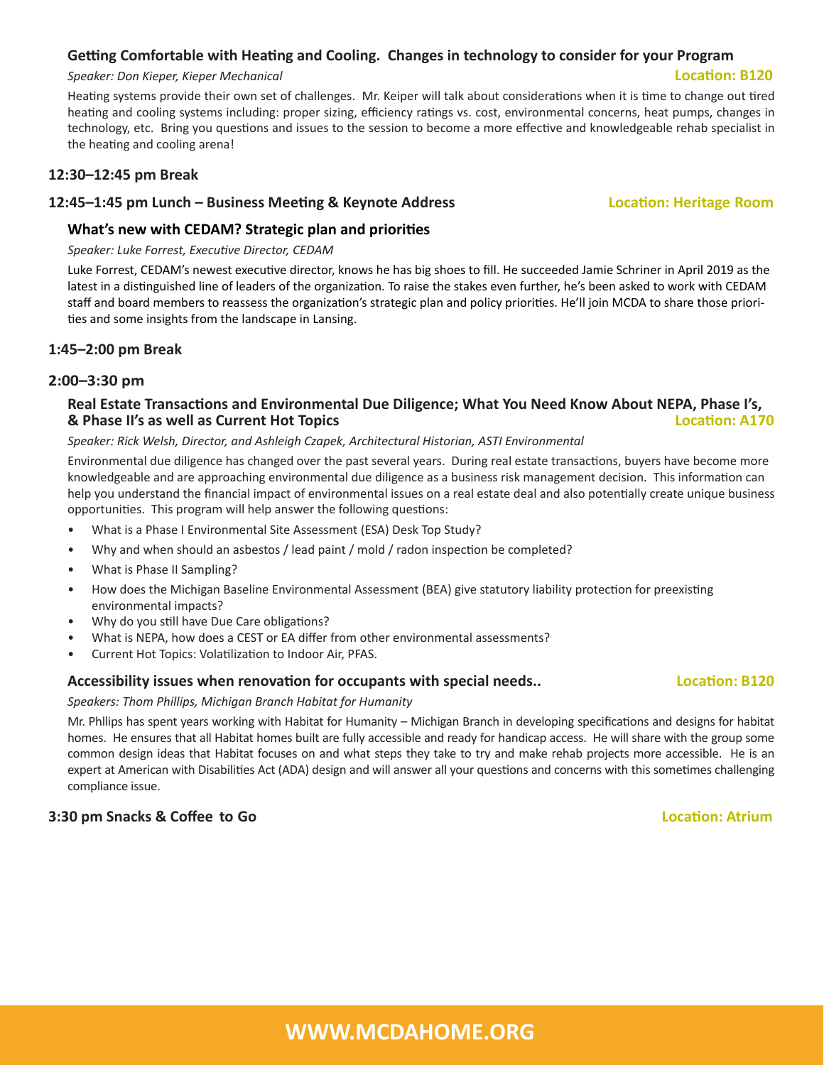### Getting Comfortable with Heating and Cooling. Changes in technology to consider for your Program

*Speaker: Don Kieper, Kieper Mechanical*

**Location: B120**

Heating systems provide their own set of challenges. Mr. Keiper will talk about considerations when it is time to change out tired heating and cooling systems including: proper sizing, efficiency ratings vs. cost, environmental concerns, heat pumps, changes in technology, etc. Bring you questions and issues to the session to become a more effective and knowledgeable rehab specialist in the heating and cooling arena!

## 12:30–12:45 pm Break

## 12:45–1:45 pm Lunch – Business Meeting & Keynote Address

**Location: Heritage Room**

### What's new with CEDAM? Strategic plan and priorities

*Speaker: Luke Forrest, Executive Director, CEDAM*

Luke Forrest, CEDAM's newest executive director, knows he has big shoes to fill. He succeeded Jamie Schriner in April 2019 as the latest in a distinguished line of leaders of the organization. To raise the stakes even further, he's been asked to work with CEDAM staff and board members to reassess the organization's strategic plan and policy priorities. He'll join MCDA to share those priorities and some insights from the landscape in Lansing.

## 1:45–2:00 pm Break

## 2:00–3:30 pm

### Real Estate Transactions and Environmental Due Diligence; What You Need Know About NEPA, Phase I's, & Phase II's as well as Current Hot Topics

**Location: A170**

*Speaker: Rick Welsh, Director, and Ashleigh Czapek, Architectural Historian, ASTI Environmental*

Environmental due diligence has changed over the past several years. During real estate transactions, buyers have become more knowledgeable and are approaching environmental due diligence as a business risk management decision. This information can help you understand the financial impact of environmental issues on a real estate deal and also potentially create unique business opportunities. This program will help answer the following questions:

- What is a Phase I Environmental Site Assessment (ESA) Desk Top Study?
- Why and when should an asbestos / lead paint / mold / radon inspection be completed?
- What is Phase II Sampling?
- How does the Michigan Baseline Environmental Assessment (BEA) give statutory liability protection for preexisting environmental impacts?
- Why do you still have Due Care obligations?
- What is NEPA, how does a CEST or EA differ from other environmental assessments?
- Current Hot Topics: Volatilization to Indoor Air, PFAS.

### Accessibility issues when renovation for occupants with special needs..

**Location: B120**

*Speakers: Thom Phillips, Michigan Branch Habitat for Humanity*

Mr. Phllips has spent years working with Habitat for Humanity – Michigan Branch in developing specifications and designs for habitat homes. He ensures that all Habitat homes built are fully accessible and ready for handicap access. He will share with the group some common design ideas that Habitat focuses on and what steps they take to try and make rehab projects more accessible. He is an expert at American with Disabilities Act (ADA) design and will answer all your questions and concerns with this sometimes challenging compliance issue.

## 3:30 pm Snacks & Coffee to Go

**Location: Atrium**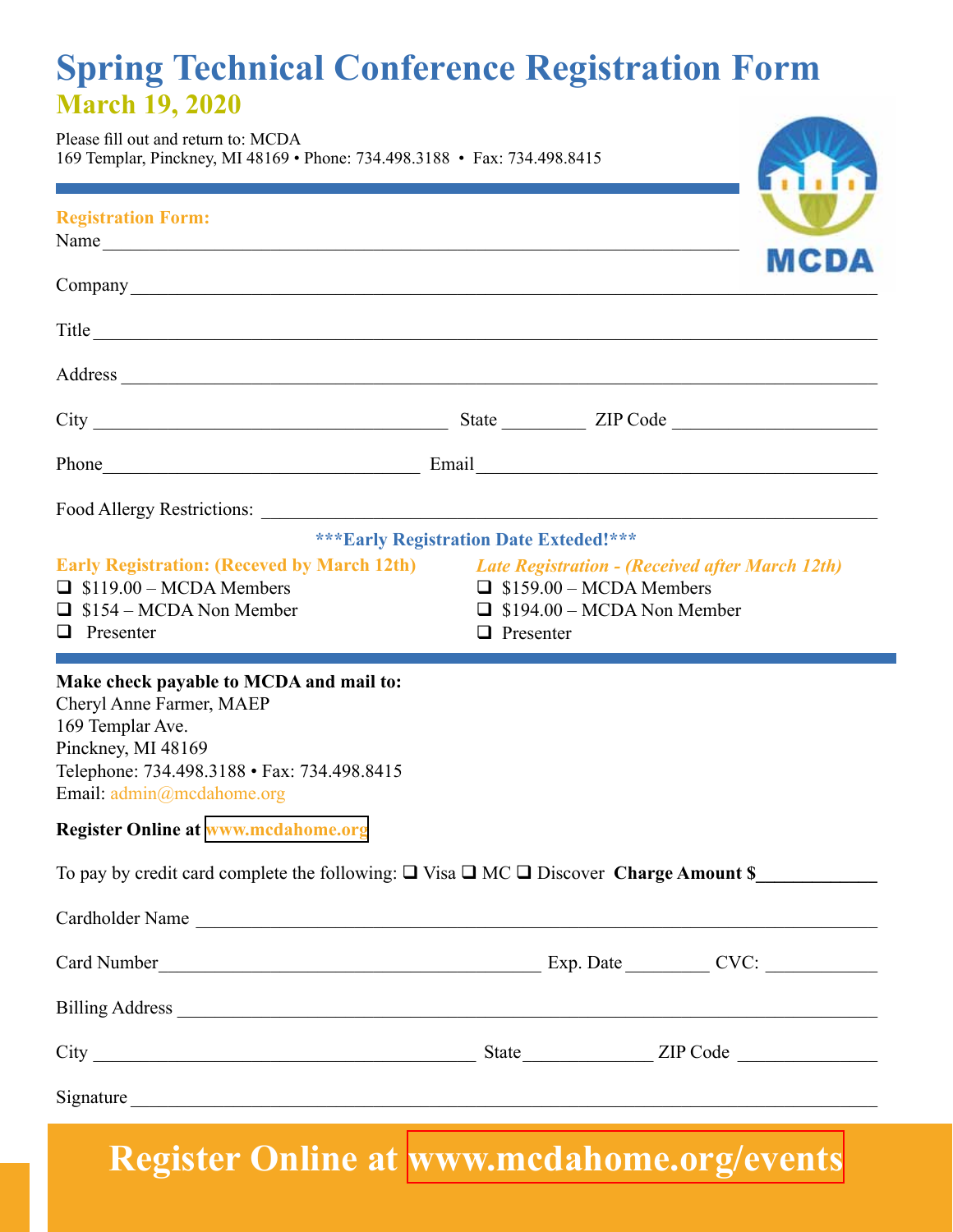# Spring Technical Conference Registration Form

## March 19, 2020

Please fill out and return to: MCDA
169 Templar, Pinckney, MI 48169 • Phone: 734.498.3188 • Fax: 734.498.8415

MCDA

**Registration Form:**

Name ___________________________________________

Company ___________________________________________

Title ___________________________________________

Address ___________________________________________

City _______________________ State _________ ZIP Code _______________

Phone _______________________ Email _______________________

Food Allergy Restrictions: ___________________________________________

**\*\*\*Early Registration Date Exteded!\*\*\***

**Early Registration: (Receved by March 12th)**

- ❑ $119.00 – MCDA Members
- ❑ $154 – MCDA Non Member
- ❑ Presenter

***Late Registration - (Received after March 12th)***

- ❑ $159.00 – MCDA Members
- ❑ $194.00 – MCDA Non Member
- ❑ Presenter

**Make check payable to MCDA and mail to:**
Cheryl Anne Farmer, MAEP
169 Templar Ave.
Pinckney, MI 48169
Telephone: 734.498.3188 • Fax: 734.498.8415
Email: admin@mcdahome.org

**Register Online at www.mcdahome.org**

To pay by credit card complete the following: ❑ Visa ❑ MC ❑ Discover **Charge Amount $**____________

Cardholder Name ___________________________________________

Card Number _______________________ Exp. Date _________ CVC: ___________

Billing Address ___________________________________________

City _______________________ State _____________ ZIP Code _______________

Signature ___________________________________________

**Register Online at www.mcdahome.org/events**